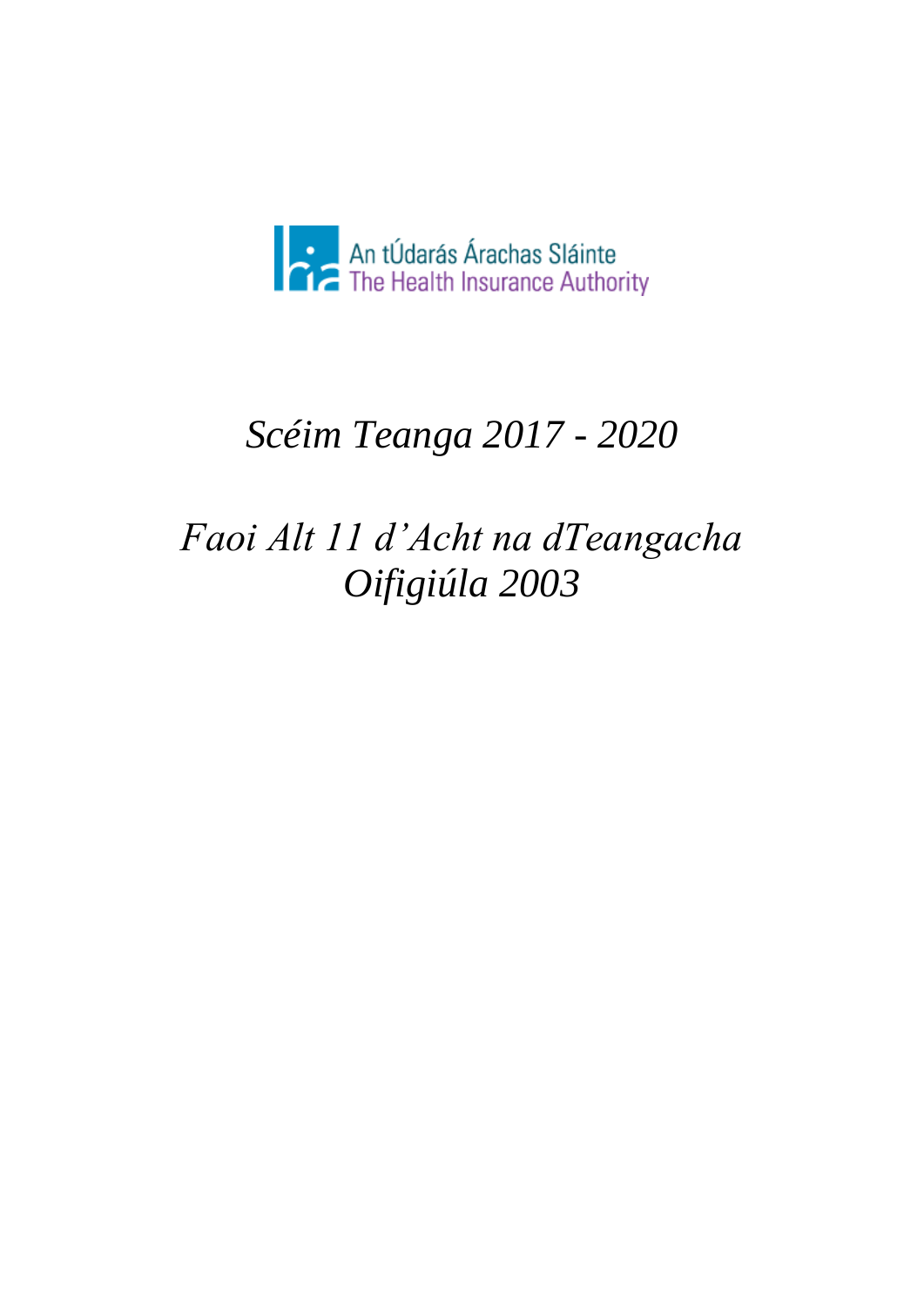An tÚdarás Árachas Sláinte
The Health Insurance Authority

# *Scéim Teanga 2017 - 2020*

# *Faoi Alt 11 d'Acht na dTeangacha Oifigiúla 2003*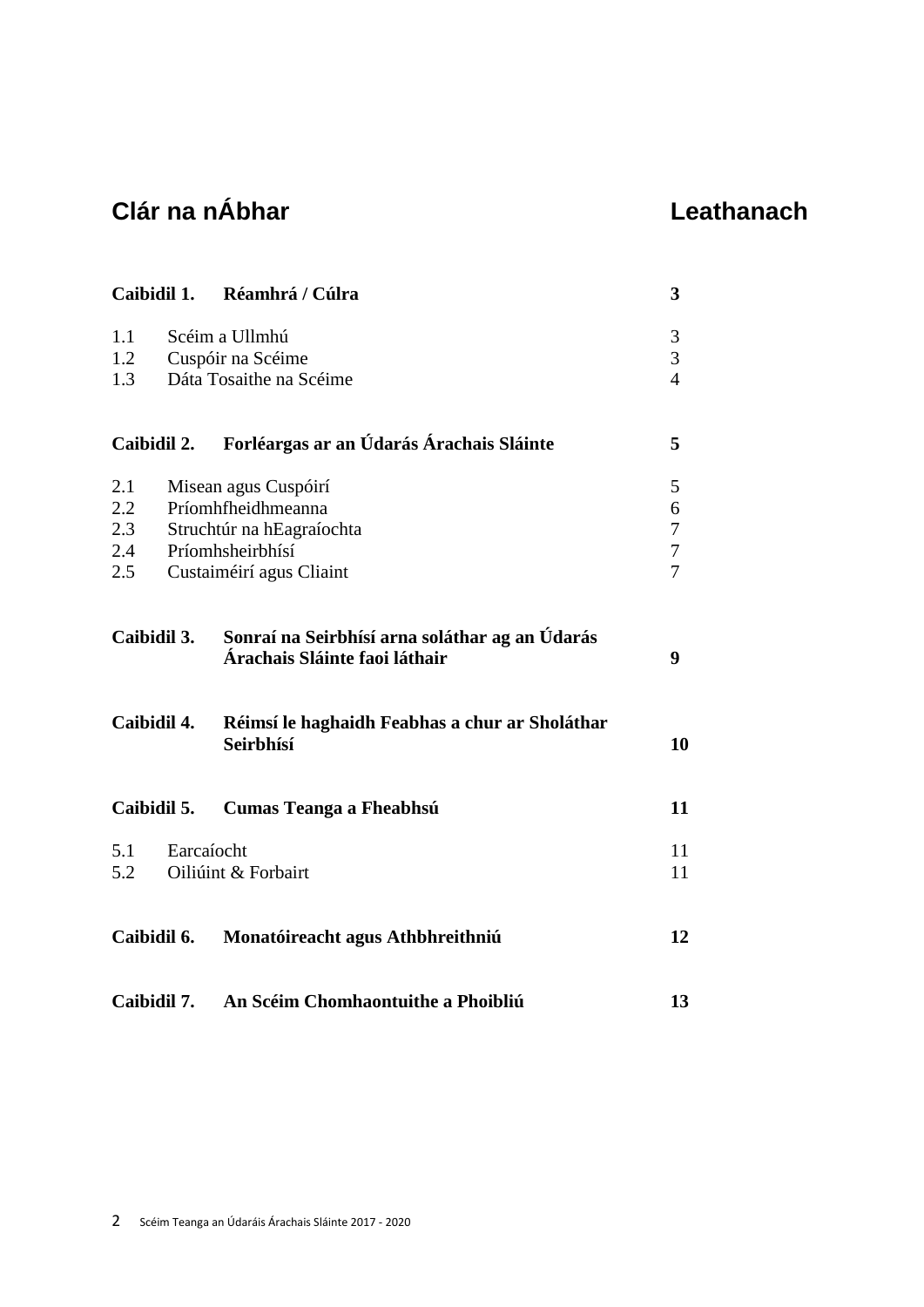## Clár na nÁbhar

| | | Leathanach |
|---|---|---|
| **Caibidil 1.** | **Réamhrá / Cúlra** | **3** |
| 1.1 | Scéim a Ullmhú | 3 |
| 1.2 | Cuspóir na Scéime | 3 |
| 1.3 | Dáta Tosaithe na Scéime | 4 |
| **Caibidil 2.** | **Forléargas ar an Údarás Árachais Sláinte** | **5** |
| 2.1 | Misean agus Cuspóirí | 5 |
| 2.2 | Príomhfheidhmeanna | 6 |
| 2.3 | Struchtúr na hEagraíochta | 7 |
| 2.4 | Príomhsheirbhísí | 7 |
| 2.5 | Custaiméirí agus Cliaint | 7 |
| **Caibidil 3.** | **Sonraí na Seirbhísí arna soláthar ag an Údarás Árachais Sláinte faoi láthair** | **9** |
| **Caibidil 4.** | **Réimsí le haghaidh Feabhas a chur ar Sholáthar Seirbhísí** | **10** |
| **Caibidil 5.** | **Cumas Teanga a Fheabhsú** | **11** |
| 5.1 | Earcaíocht | 11 |
| 5.2 | Oiliúint & Forbairt | 11 |
| **Caibidil 6.** | **Monatóireacht agus Athbhreithniú** | **12** |
| **Caibidil 7.** | **An Scéim Chomhaontuithe a Phoibliú** | **13** |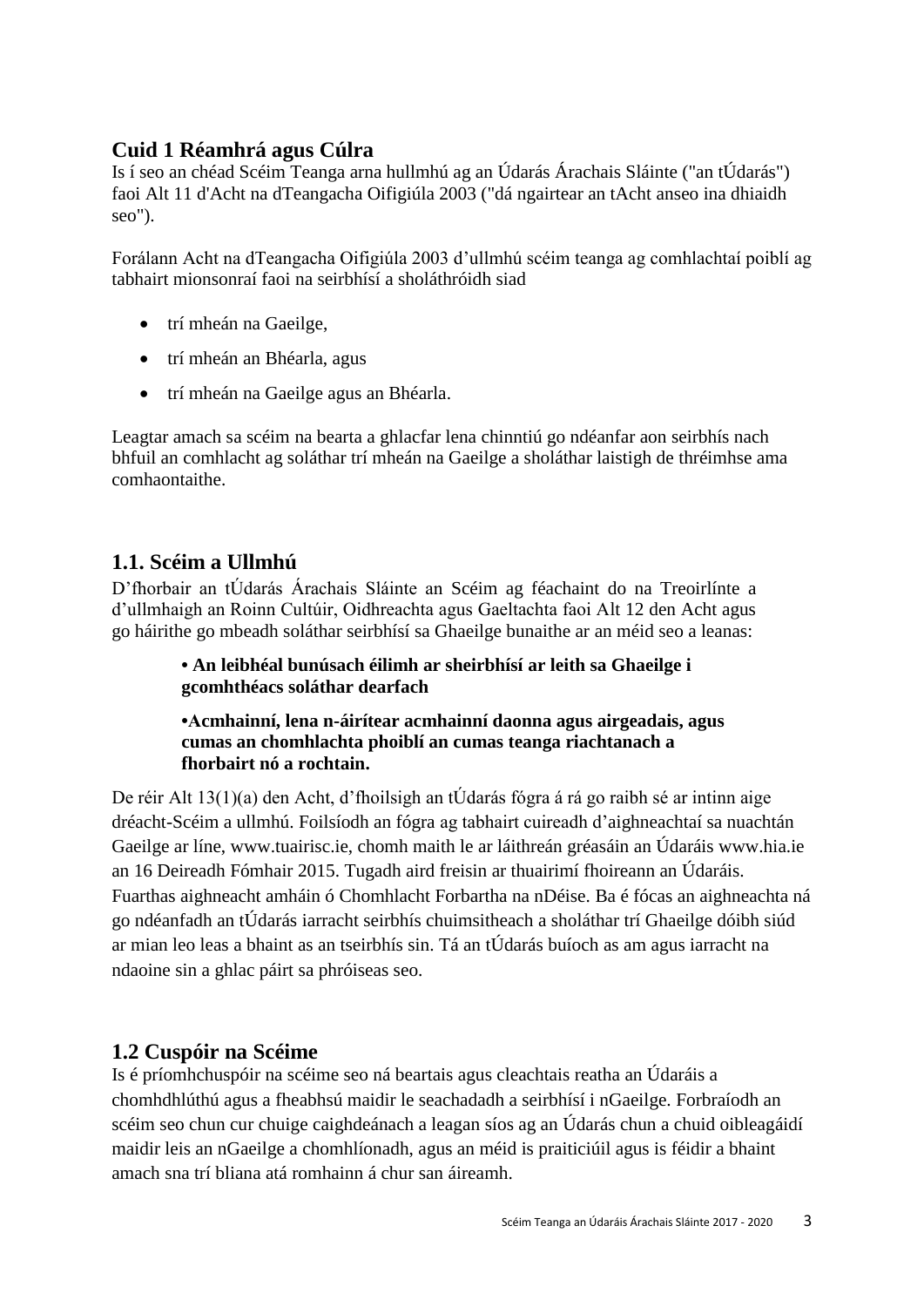## Cuid 1 Réamhrá agus Cúlra

Is í seo an chéad Scéim Teanga arna hullmhú ag an Údarás Árachais Sláinte ("an tÚdarás") faoi Alt 11 d'Acht na dTeangacha Oifigiúla 2003 ("dá ngairtear an tAcht anseo ina dhiaidh seo").

Forálann Acht na dTeangacha Oifigiúla 2003 d'ullmhú scéim teanga ag comhlachtaí poiblí ag tabhairt mionsonraí faoi na seirbhísí a sholáthróidh siad

- trí mheán na Gaeilge,
- trí mheán an Bhéarla, agus
- trí mheán na Gaeilge agus an Bhéarla.

Leagtar amach sa scéim na bearta a ghlacfar lena chinntiú go ndéanfar aon seirbhís nach bhfuil an comhlacht ag soláthar trí mheán na Gaeilge a sholáthar laistigh de thréimhse ama comhaontaithe.

## 1.1. Scéim a Ullmhú

D'fhorbair an tÚdarás Árachais Sláinte an Scéim ag féachaint do na Treoirlínte a d'ullmhaigh an Roinn Cultúir, Oidhreachta agus Gaeltachta faoi Alt 12 den Acht agus go háirithe go mbeadh soláthar seirbhísí sa Ghaeilge bunaithe ar an méid seo a leanas:

> **• An leibhéal bunúsach éilimh ar sheirbhísí ar leith sa Ghaeilge i gcomhthéacs soláthar dearfach**
>
> **•Acmhainní, lena n-áirítear acmhainní daonna agus airgeadais, agus cumas an chomhlachta phoiblí an cumas teanga riachtanach a fhorbairt nó a rochtain.**

De réir Alt 13(1)(a) den Acht, d'fhoilsigh an tÚdarás fógra á rá go raibh sé ar intinn aige dréacht-Scéim a ullmhú. Foilsíodh an fógra ag tabhairt cuireadh d'aighneachtaí sa nuachtán Gaeilge ar líne, www.tuairisc.ie, chomh maith le ar láithreán gréasáin an Údaráis www.hia.ie an 16 Deireadh Fómhair 2015. Tugadh aird freisin ar thuairimí fhoireann an Údaráis. Fuarthas aighneacht amháin ó Chomhlacht Forbartha na nDéise. Ba é fócas an aighneachta ná go ndéanfadh an tÚdarás iarracht seirbhís chuimsitheach a sholáthar trí Ghaeilge dóibh siúd ar mian leo leas a bhaint as an tseirbhís sin. Tá an tÚdarás buíoch as am agus iarracht na ndaoine sin a ghlac páirt sa phróiseas seo.

## 1.2 Cuspóir na Scéime

Is é príomhchuspóir na scéime seo ná beartais agus cleachtais reatha an Údaráis a chomhdhlúthú agus a fheabhsú maidir le seachadadh a seirbhísí i nGaeilge. Forbraíodh an scéim seo chun cur chuige caighdeánach a leagan síos ag an Údarás chun a chuid oibleagáidí maidir leis an nGaeilge a chomhlíonadh, agus an méid is praiticiúil agus is féidir a bhaint amach sna trí bliana atá romhainn á chur san áireamh.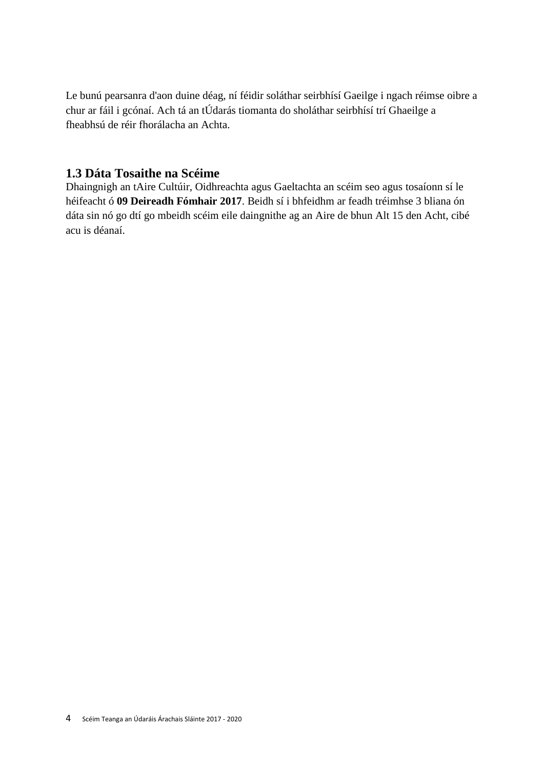Le bunú pearsanra d'aon duine déag, ní féidir soláthar seirbhísí Gaeilge i ngach réimse oibre a chur ar fáil i gcónaí. Ach tá an tÚdarás tiomanta do sholáthar seirbhísí trí Ghaeilge a fheabhsú de réir fhorálacha an Achta.

## 1.3 Dáta Tosaithe na Scéime

Dhaingnigh an tAire Cultúir, Oidhreachta agus Gaeltachta an scéim seo agus tosaíonn sí le héifeacht ó **09 Deireadh Fómhair 2017**. Beidh sí i bhfeidhm ar feadh tréimhse 3 bliana ón dáta sin nó go dtí go mbeidh scéim eile daingnithe ag an Aire de bhun Alt 15 den Acht, cibé acu is déanaí.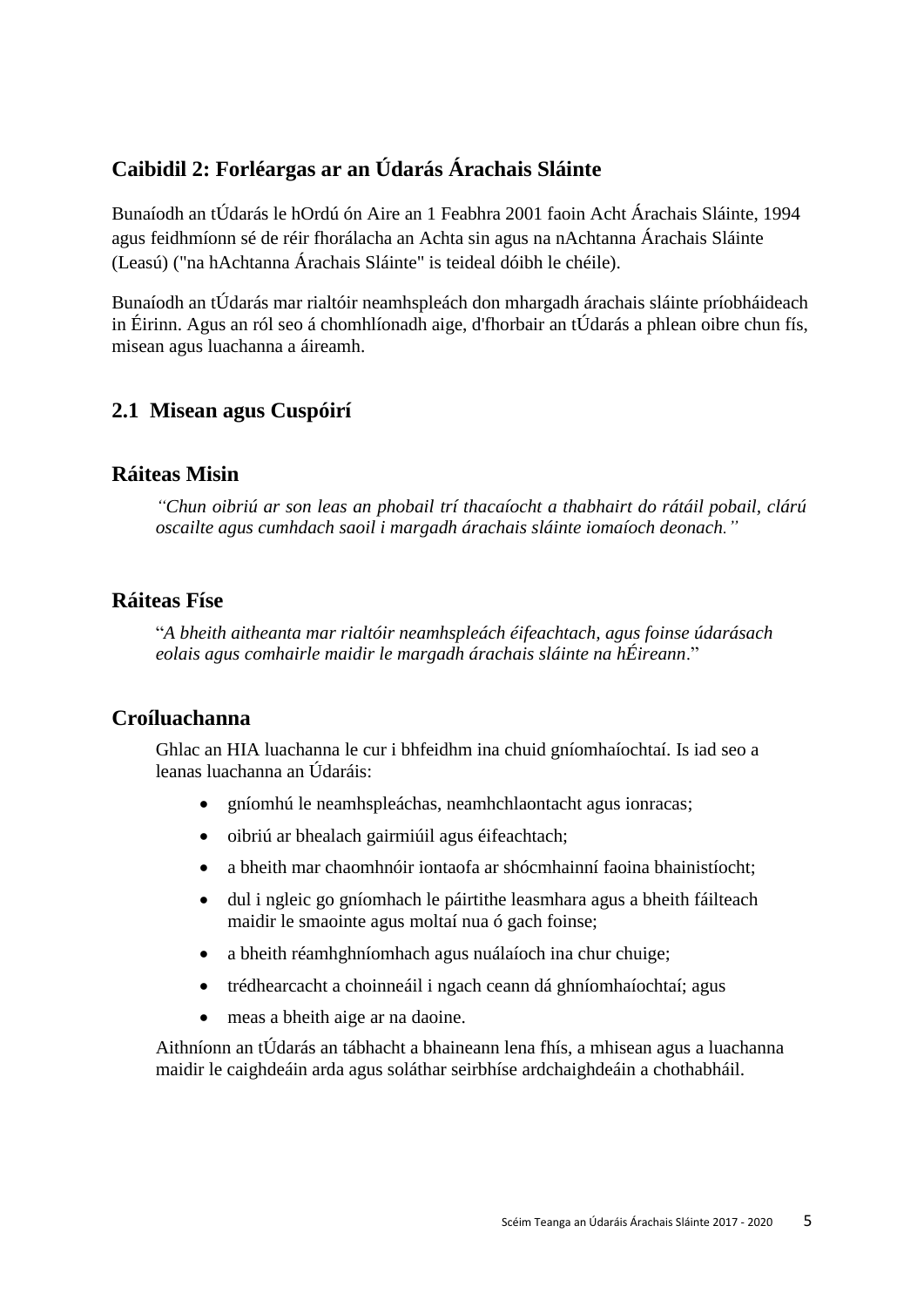## Caibidil 2: Forléargas ar an Údarás Árachais Sláinte

Bunaíodh an tÚdarás le hOrdú ón Aire an 1 Feabhra 2001 faoin Acht Árachais Sláinte, 1994 agus feidhmíonn sé de réir fhorálacha an Achta sin agus na nAchtanna Árachais Sláinte (Leasú) ("na hAchtanna Árachais Sláinte" is teideal dóibh le chéile).

Bunaíodh an tÚdarás mar rialtóir neamhspleách don mhargadh árachais sláinte príobháideach in Éirinn. Agus an ról seo á chomhlíonadh aige, d'fhorbair an tÚdarás a phlean oibre chun fís, misean agus luachanna a áireamh.

### 2.1 Misean agus Cuspóirí

### Ráiteas Misin

*"Chun oibriú ar son leas an phobail trí thacaíocht a thabhairt do rátáil pobail, clárú oscailte agus cumhdach saoil i margadh árachais sláinte iomaíoch deonach."*

### Ráiteas Físe

"*A bheith aitheanta mar rialtóir neamhspleách éifeachtach, agus foinse údarásach eolais agus comhairle maidir le margadh árachais sláinte na hÉireann*."

### Croíluachanna

Ghlac an HIA luachanna le cur i bhfeidhm ina chuid gníomhaíochtaí. Is iad seo a leanas luachanna an Údaráis:

- gníomhú le neamhspleáchas, neamhchlaontacht agus ionracas;
- oibriú ar bhealach gairmiúil agus éifeachtach;
- a bheith mar chaomhnóir iontaofa ar shócmhainní faoina bhainistíocht;
- dul i ngleic go gníomhach le páirtithe leasmhara agus a bheith fáilteach maidir le smaointe agus moltaí nua ó gach foinse;
- a bheith réamhghníomhach agus nuálaíoch ina chur chuige;
- trédhearcacht a choinneáil i ngach ceann dá ghníomhaíochtaí; agus
- meas a bheith aige ar na daoine.

Aithníonn an tÚdarás an tábhacht a bhaineann lena fhís, a mhisean agus a luachanna maidir le caighdeáin arda agus soláthar seirbhíse ardchaighdeáin a chothabháil.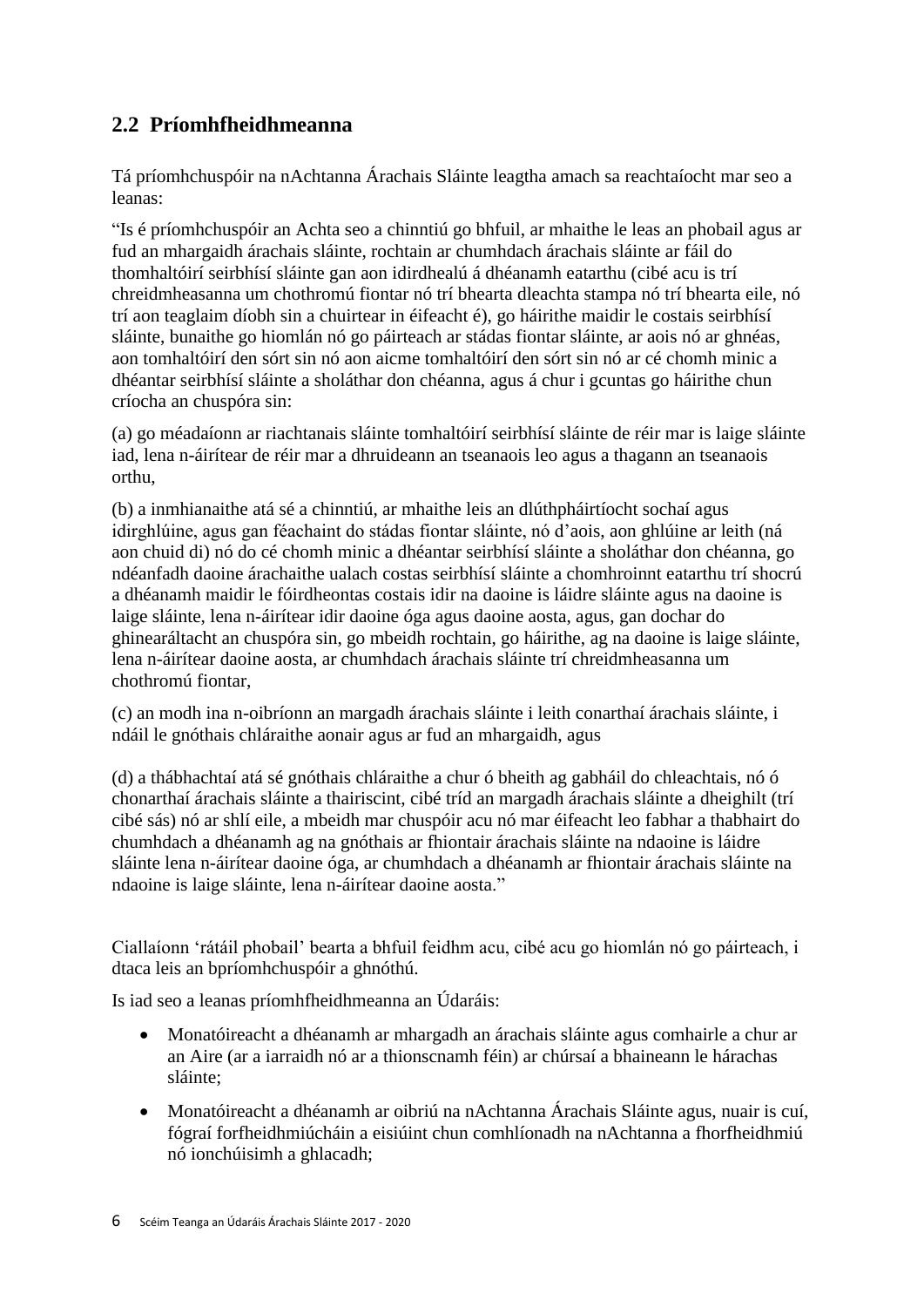## 2.2 Príomhfheidhmeanna

Tá príomhchuspóir na nAchtanna Árachais Sláinte leagtha amach sa reachtaíocht mar seo a leanas:

"Is é príomhchuspóir an Achta seo a chinntiú go bhfuil, ar mhaithe le leas an phobail agus ar fud an mhargaidh árachais sláinte, rochtain ar chumhdach árachais sláinte ar fáil do thomhaltóirí seirbhísí sláinte gan aon idirdhealú á dhéanamh eatarthu (cibé acu is trí chreidmheasanna um chothromú fiontar nó trí bhearta dleachta stampa nó trí bhearta eile, nó trí aon teaglaim díobh sin a chuirtear in éifeacht é), go háirithe maidir le costais seirbhísí sláinte, bunaithe go hiomlán nó go páirteach ar stádas fiontar sláinte, ar aois nó ar ghnéas, aon tomhaltóirí den sórt sin nó aon aicme tomhaltóirí den sórt sin nó ar cé chomh minic a dhéantar seirbhísí sláinte a sholáthar don chéanna, agus á chur i gcuntas go háirithe chun críocha an chuspóra sin:

(a) go méadaíonn ar riachtanais sláinte tomhaltóirí seirbhísí sláinte de réir mar is laige sláinte iad, lena n-áirítear de réir mar a dhruideann an tseanaois leo agus a thagann an tseanaois orthu,

(b) a inmhianaithe atá sé a chinntiú, ar mhaithe leis an dlúthpháirtíocht sochaí agus idirghlúine, agus gan féachaint do stádas fiontar sláinte, nó d'aois, aon ghlúine ar leith (ná aon chuid di) nó do cé chomh minic a dhéantar seirbhísí sláinte a sholáthar don chéanna, go ndéanfadh daoine árachaithe ualach costas seirbhísí sláinte a chomhroinnt eatarthu trí shocrú a dhéanamh maidir le fóirdheontas costais idir na daoine is láidre sláinte agus na daoine is laige sláinte, lena n-áirítear idir daoine óga agus daoine aosta, agus, gan dochar do ghinearáltacht an chuspóra sin, go mbeidh rochtain, go háirithe, ag na daoine is laige sláinte, lena n-áirítear daoine aosta, ar chumhdach árachais sláinte trí chreidmheasanna um chothromú fiontar,

(c) an modh ina n-oibríonn an margadh árachais sláinte i leith conarthaí árachais sláinte, i ndáil le gnóthais chláraithe aonair agus ar fud an mhargaidh, agus

(d) a thábhachtaí atá sé gnóthais chláraithe a chur ó bheith ag gabháil do chleachtais, nó ó chonarthaí árachais sláinte a thairiscint, cibé tríd an margadh árachais sláinte a dheighilt (trí cibé sás) nó ar shlí eile, a mbeidh mar chuspóir acu nó mar éifeacht leo fabhar a thabhairt do chumhdach a dhéanamh ag na gnóthais ar fhiontair árachais sláinte na ndaoine is láidre sláinte lena n-áirítear daoine óga, ar chumhdach a dhéanamh ar fhiontair árachais sláinte na ndaoine is laige sláinte, lena n-áirítear daoine aosta."

Ciallaíonn 'rátáil phobail' bearta a bhfuil feidhm acu, cibé acu go hiomlán nó go páirteach, i dtaca leis an bpríomhchuspóir a ghnóthú.

Is iad seo a leanas príomhfheidhmeanna an Údaráis:

- Monatóireacht a dhéanamh ar mhargadh an árachais sláinte agus comhairle a chur ar an Aire (ar a iarraidh nó ar a thionscnamh féin) ar chúrsaí a bhaineann le hárachas sláinte;
- Monatóireacht a dhéanamh ar oibriú na nAchtanna Árachais Sláinte agus, nuair is cuí, fógraí forfheidhmiúcháin a eisiúint chun comhlíonadh na nAchtanna a fhorfheidhmiú nó ionchúisimh a ghlacadh;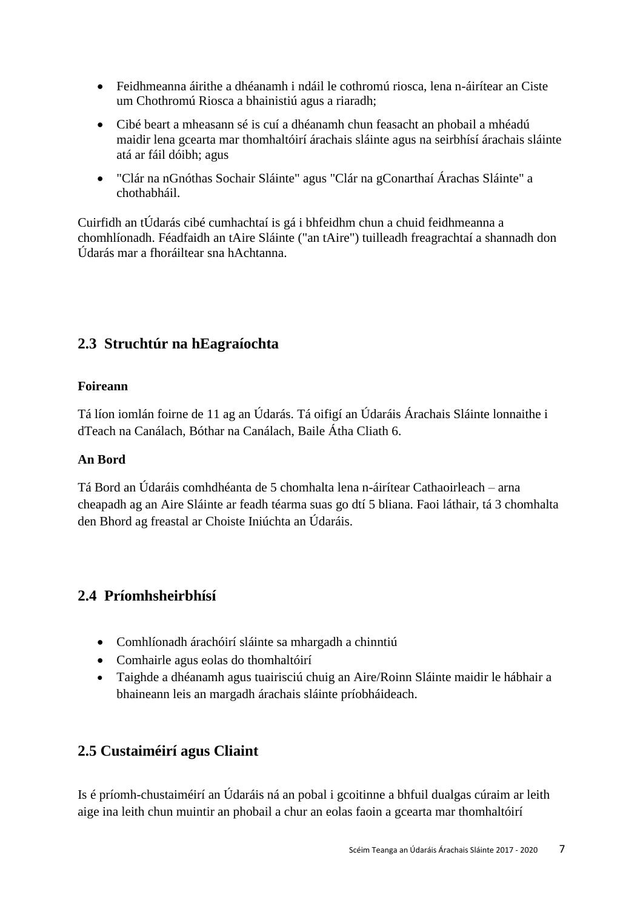- Feidhmeanna áirithe a dhéanamh i ndáil le cothromú riosca, lena n-áirítear an Ciste um Chothromú Riosca a bhainistiú agus a riaradh;
- Cibé beart a mheasann sé is cuí a dhéanamh chun feasacht an phobail a mhéadú maidir lena gcearta mar thomhaltóirí árachais sláinte agus na seirbhísí árachais sláinte atá ar fáil dóibh; agus
- "Clár na nGnóthas Sochair Sláinte" agus "Clár na gConarthaí Árachas Sláinte" a chothabháil.

Cuirfidh an tÚdarás cibé cumhachtaí is gá i bhfeidhm chun a chuid feidhmeanna a chomhlíonadh. Féadfaidh an tAire Sláinte ("an tAire") tuilleadh freagrachtaí a shannadh don Údarás mar a fhoráiltear sna hAchtanna.

## 2.3 Struchtúr na hEagraíochta

**Foireann**

Tá líon iomlán foirne de 11 ag an Údarás. Tá oifigí an Údaráis Árachais Sláinte lonnaithe i dTeach na Canálach, Bóthar na Canálach, Baile Átha Cliath 6.

**An Bord**

Tá Bord an Údaráis comhdhéanta de 5 chomhalta lena n-áirítear Cathaoirleach – arna cheapadh ag an Aire Sláinte ar feadh téarma suas go dtí 5 bliana. Faoi láthair, tá 3 chomhalta den Bhord ag freastal ar Choiste Iniúchta an Údaráis.

## 2.4 Príomhsheirbhísí

- Comhlíonadh árachóirí sláinte sa mhargadh a chinntiú
- Comhairle agus eolas do thomhaltóirí
- Taighde a dhéanamh agus tuairisciú chuig an Aire/Roinn Sláinte maidir le hábhair a bhaineann leis an margadh árachais sláinte príobháideach.

## 2.5 Custaiméirí agus Cliaint

Is é príomh-chustaiméirí an Údaráis ná an pobal i gcoitinne a bhfuil dualgas cúraim ar leith aige ina leith chun muintir an phobail a chur an eolas faoin a gcearta mar thomhaltóirí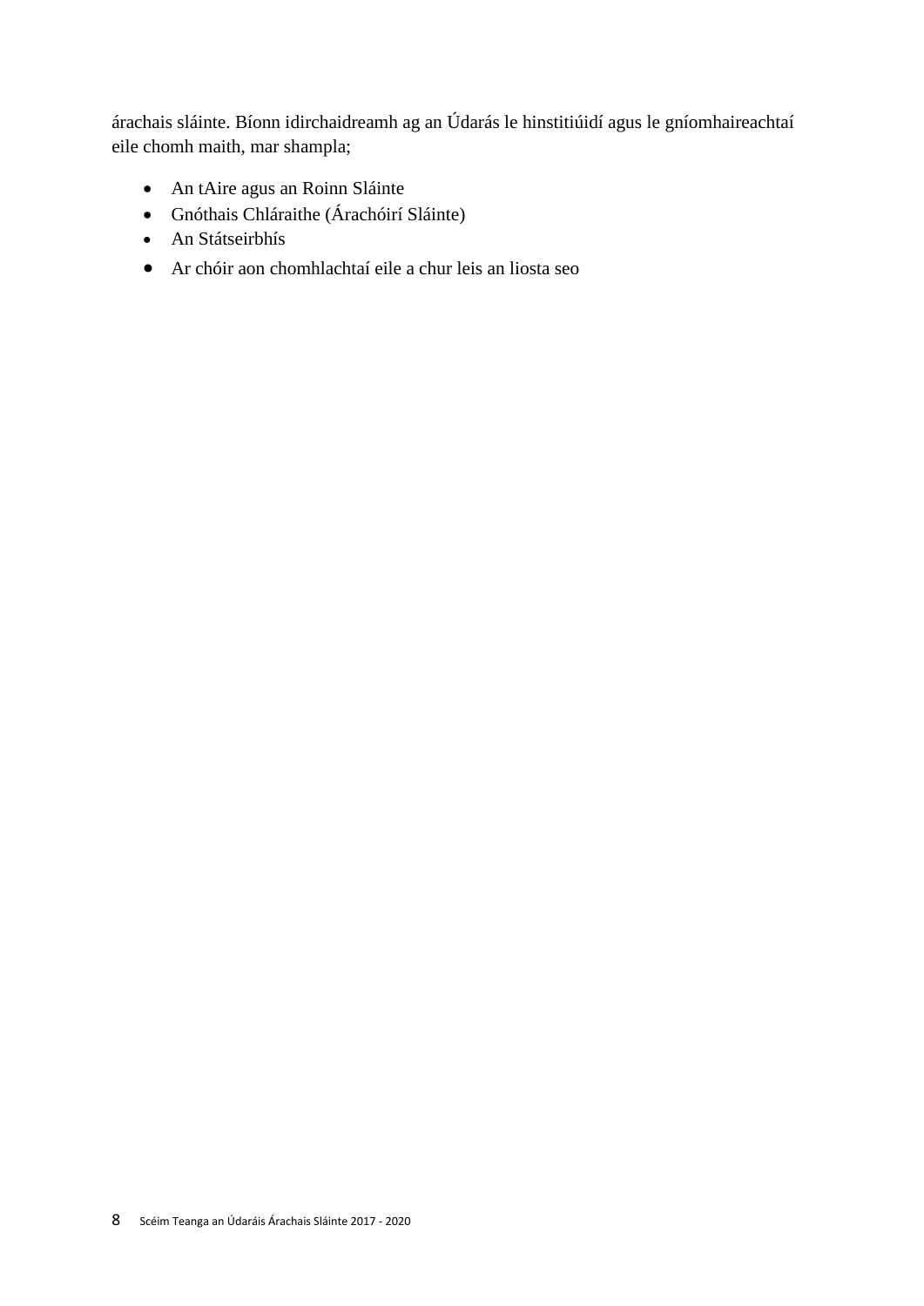árachais sláinte. Bíonn idirchaidreamh ag an Údarás le hinstitiúidí agus le gníomhaireachtaí eile chomh maith, mar shampla;

- An tAire agus an Roinn Sláinte
- Gnóthais Chláraithe (Árachóirí Sláinte)
- An Státseirbhís
- Ar chóir aon chomhlachtaí eile a chur leis an liosta seo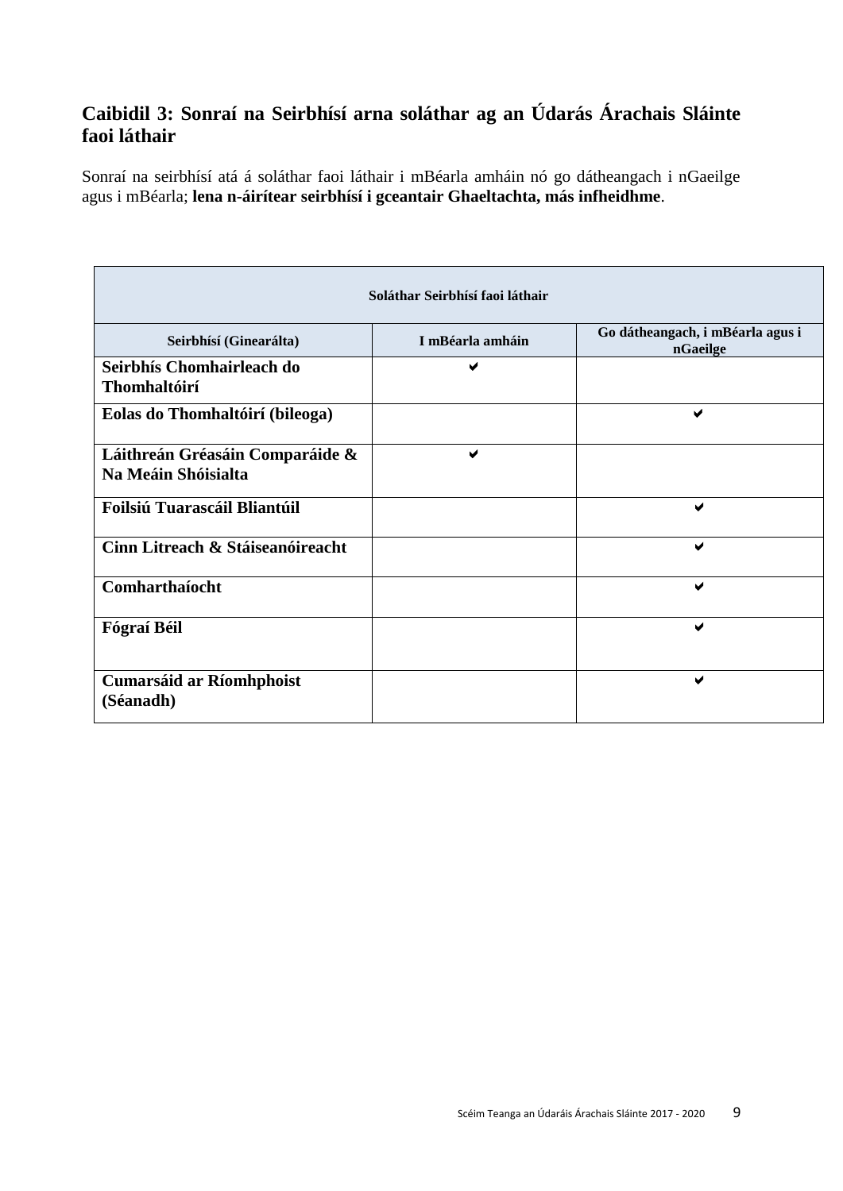## Caibidil 3: Sonraí na Seirbhísí arna soláthar ag an Údarás Árachais Sláinte faoi láthair

Sonraí na seirbhísí atá á soláthar faoi láthair i mBéarla amháin nó go dátheangach i nGaeilge agus i mBéarla; **lena n-áirítear seirbhísí i gceantair Ghaeltachta, más infheidhme**.

| Soláthar Seirbhísí faoi láthair | | |
|---|---|---|
| **Seirbhísí (Ginearálta)** | **I mBéarla amháin** | **Go dátheangach, i mBéarla agus i nGaeilge** |
| **Seirbhís Chomhairleach do Thomhaltóirí** | ✔ | |
| **Eolas do Thomhaltóirí (bileoga)** | | ✔ |
| **Láithreán Gréasáin Comparáide & Na Meáin Shóisialta** | ✔ | |
| **Foilsiú Tuarascáil Bliantúil** | | ✔ |
| **Cinn Litreach & Stáiseanóireacht** | | ✔ |
| **Comharthaíocht** | | ✔ |
| **Fógraí Béil** | | ✔ |
| **Cumarsáid ar Ríomhphoist (Séanadh)** | | ✔ |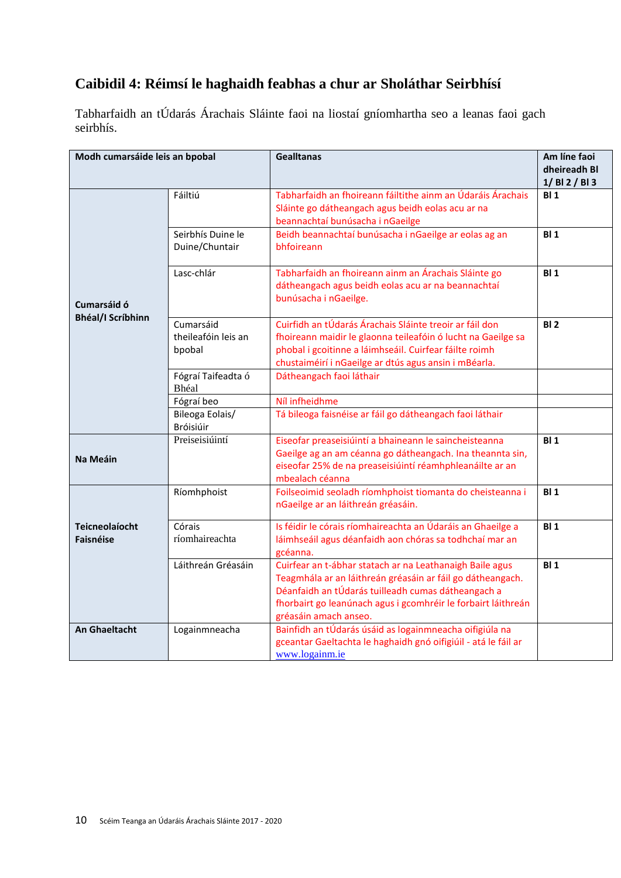## Caibidil 4: Réimsí le haghaidh feabhas a chur ar Sholáthar Seirbhísí

Tabharfaidh an tÚdarás Árachais Sláinte faoi na liostaí gníomhartha seo a leanas faoi gach seirbhís.

| Modh cumarsáide leis an bpobal | | Gealltanas | Am líne faoi dheireadh BI 1/ BI 2 / BI 3 |
|---|---|---|---|
| Cumarsáid ó Bhéal/I Scríbhinn | Fáiltiú | Tabharfaidh an fhoireann fáiltithe ainm an Údaráis Árachais Sláinte go dátheangach agus beidh eolas acu ar na beannachtaí bunúsacha i nGaeilge | BI 1 |
| | Seirbhís Duine le Duine/Chuntair | Beidh beannachtaí bunúsacha i nGaeilge ar eolas ag an bhfoireann | BI 1 |
| | Lasc-chlár | Tabharfaidh an fhoireann ainm an Árachais Sláinte go dátheangach agus beidh eolas acu ar na beannachtaí bunúsacha i nGaeilge. | BI 1 |
| | Cumarsáid theileafóin leis an bpobal | Cuirfidh an tÚdarás Árachais Sláinte treoir ar fáil don fhoireann maidir le glaonna teileafóin ó lucht na Gaeilge sa phobal i gcoitinne a láimhseáil. Cuirfear fáilte roimh chustaiméirí i nGaeilge ar dtús agus ansin i mBéarla. | BI 2 |
| | Fógraí Taifeadta ó Bhéal | Dátheangach faoi láthair | |
| | Fógraí beo | Níl infheidhme | |
| | Bileoga Eolais/ Bróisiúir | Tá bileoga faisnéise ar fáil go dátheangach faoi láthair | |
| Na Meáin | Preiseisiúintí | Eiseofar preaseisiúintí a bhaineann le saincheisteanna Gaeilge ag an am céanna go dátheangach. Ina theannta sin, eiseofar 25% de na preaseisiúintí réamhphleanáilte ar an mbealach céanna | BI 1 |
| Teicneolaíocht Faisnéise | Ríomhphoist | Foilseoimid seoladh ríomhphoist tiomanta do cheisteanna i nGaeilge ar an láithreán gréasáin. | BI 1 |
| | Córais ríomhaireachta | Is féidir le córais ríomhaireachta an Údaráis an Ghaeilge a láimhseáil agus déanfaidh aon chóras sa todhchaí mar an gcéanna. | BI 1 |
| | Láithreán Gréasáin | Cuirfear an t-ábhar statach ar na Leathanaigh Baile agus Teagmhála ar an láithreán gréasáin ar fáil go dátheangach. Déanfaidh an tÚdarás tuilleadh cumas dátheangach a fhorbairt go leanúnach agus i gcomhréir le forbairt láithreán gréasáin amach anseo. | BI 1 |
| An Ghaeltacht | Logainmneacha | Bainfidh an tÚdarás úsáid as logainmneacha oifigiúla na gceantar Gaeltachta le haghaidh gnó oifigiúil - atá le fáil ar www.logainm.ie | |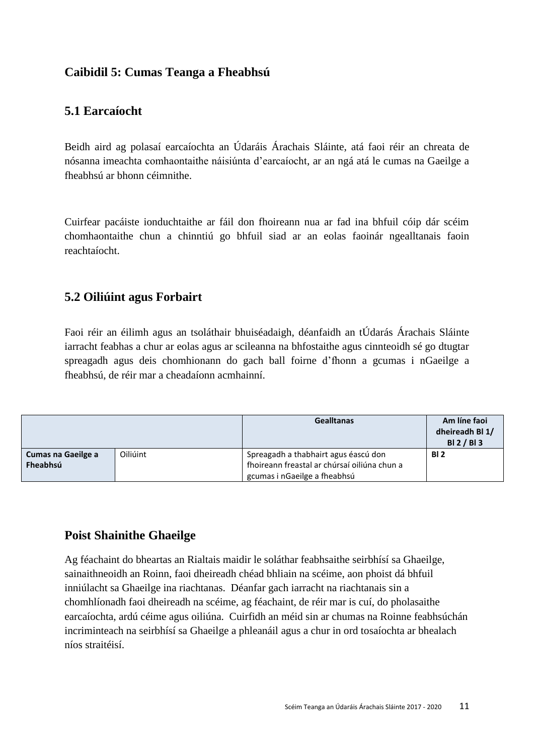## Caibidil 5: Cumas Teanga a Fheabhsú

### 5.1 Earcaíocht

Beidh aird ag polasaí earcaíochta an Údaráis Árachais Sláinte, atá faoi réir an chreata de nósanna imeachta comhaontaithe náisiúnta d'earcaíocht, ar an ngá atá le cumas na Gaeilge a fheabhsú ar bhonn céimnithe.

Cuirfear pacáiste ionduchtaithe ar fáil don fhoireann nua ar fad ina bhfuil cóip dár scéim chomhaontaithe chun a chinntiú go bhfuil siad ar an eolas faoinár ngealltanais faoin reachtaíocht.

### 5.2 Oiliúint agus Forbairt

Faoi réir an éilimh agus an tsoláthair bhuiséadaigh, déanfaidh an tÚdarás Árachais Sláinte iarracht feabhas a chur ar eolas agus ar scileanna na bhfostaithe agus cinnteoidh sé go dtugtar spreagadh agus deis chomhionann do gach ball foirne d'fhonn a gcumas i nGaeilge a fheabhsú, de réir mar a cheadaíonn acmhainní.

| | | Gealltanas | Am líne faoi dheireadh Bl 1/ Bl 2 / Bl 3 |
|---|---|---|---|
| **Cumas na Gaeilge a Fheabhsú** | Oiliúint | Spreagadh a thabhairt agus éascú don fhoireann freastal ar chúrsaí oiliúna chun a gcumas i nGaeilge a fheabhsú | **Bl 2** |

### Poist Shainithe Ghaeilge

Ag féachaint do bheartas an Rialtais maidir le soláthar feabhsaithe seirbhísí sa Ghaeilge, sainaithneoidh an Roinn, faoi dheireadh chéad bhliain na scéime, aon phoist dá bhfuil inniúlacht sa Ghaeilge ina riachtanas. Déanfar gach iarracht na riachtanais sin a chomhlíonadh faoi dheireadh na scéime, ag féachaint, de réir mar is cuí, do pholasaithe earcaíochta, ardú céime agus oiliúna. Cuirfidh an méid sin ar chumas na Roinne feabhsúchán incriminteach na seirbhísí sa Ghaeilge a phleanáil agus a chur in ord tosaíochta ar bhealach níos straitéisí.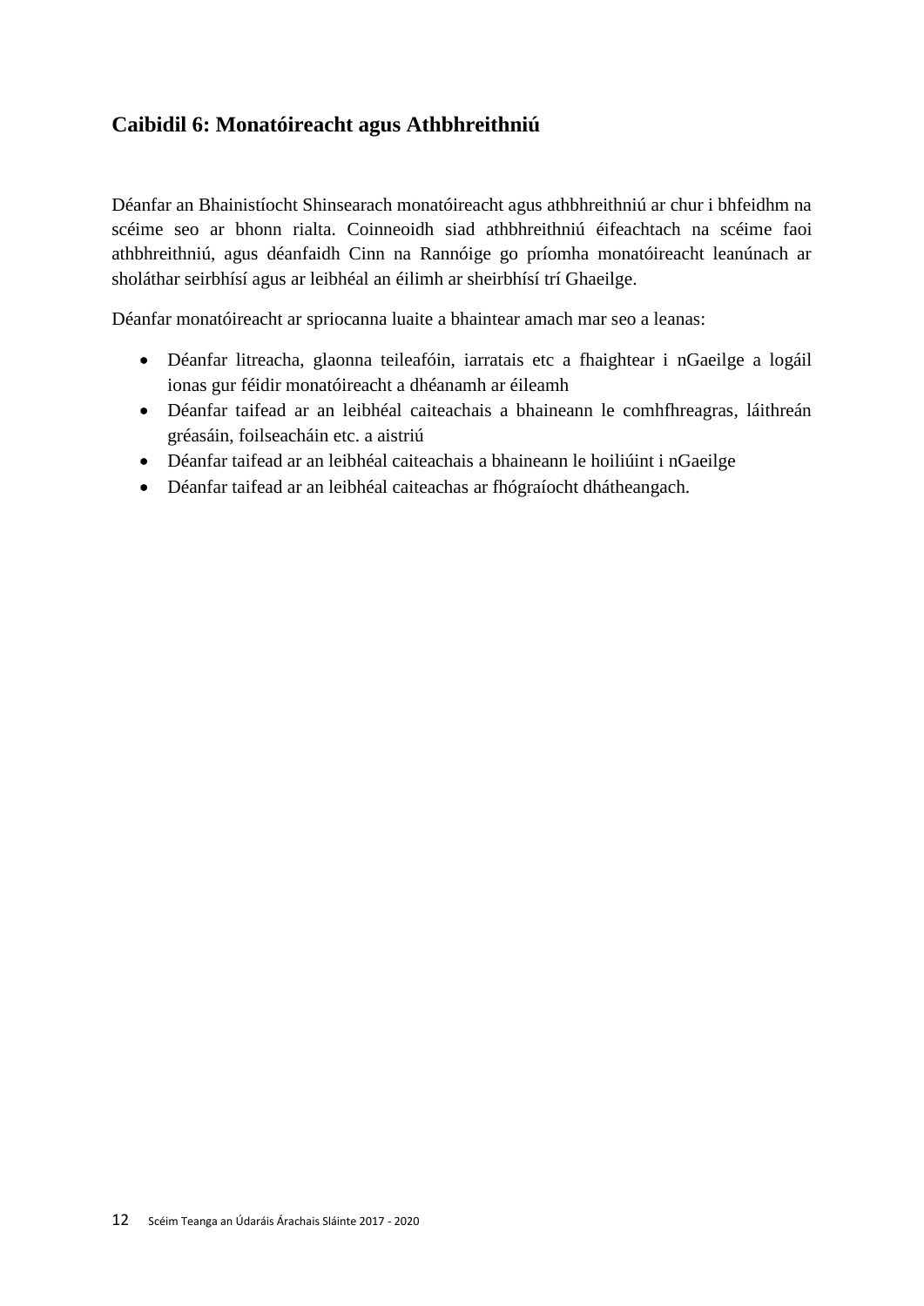## Caibidil 6: Monatóireacht agus Athbhreithniú

Déanfar an Bhainistíocht Shinsearach monatóireacht agus athbhreithniú ar chur i bhfeidhm na scéime seo ar bhonn rialta. Coinneoidh siad athbhreithniú éifeachtach na scéime faoi athbhreithniú, agus déanfaidh Cinn na Rannóige go príomha monatóireacht leanúnach ar sholáthar seirbhísí agus ar leibhéal an éilimh ar sheirbhísí trí Ghaeilge.

Déanfar monatóireacht ar spriocanna luaite a bhaintear amach mar seo a leanas:

- Déanfar litreacha, glaonna teileafóin, iarratais etc a fhaightear i nGaeilge a logáil ionas gur féidir monatóireacht a dhéanamh ar éileamh
- Déanfar taifead ar an leibhéal caiteachais a bhaineann le comhfhreagras, láithreán gréasáin, foilseacháin etc. a aistriú
- Déanfar taifead ar an leibhéal caiteachais a bhaineann le hoiliúint i nGaeilge
- Déanfar taifead ar an leibhéal caiteachas ar fhógraíocht dhátheangach.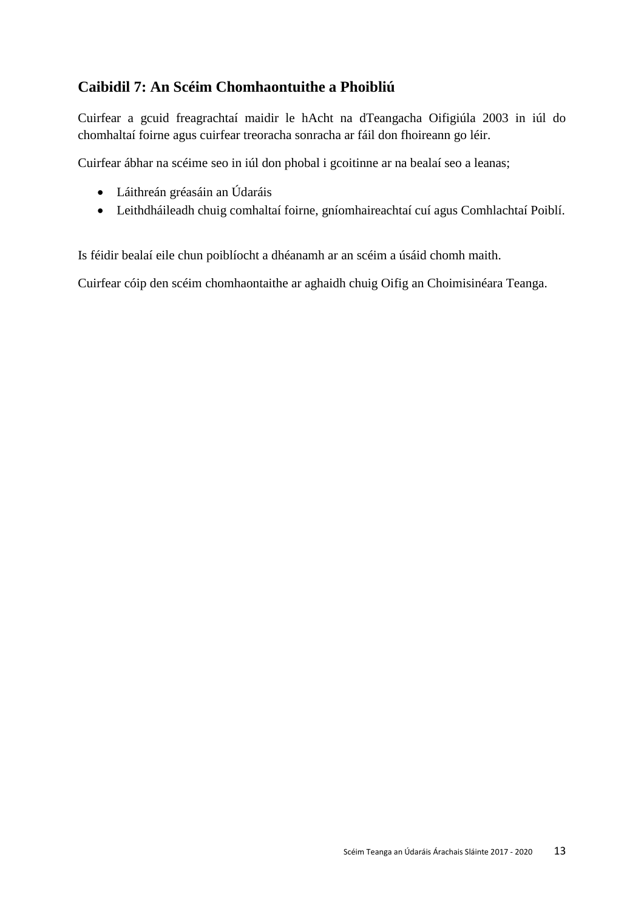## Caibidil 7: An Scéim Chomhaontuithe a Phoibliú

Cuirfear a gcuid freagrachtaí maidir le hAcht na dTeangacha Oifigiúla 2003 in iúl do chomhaltaí foirne agus cuirfear treoracha sonracha ar fáil don fhoireann go léir.

Cuirfear ábhar na scéime seo in iúl don phobal i gcoitinne ar na bealaí seo a leanas;

- Láithreán gréasáin an Údaráis
- Leithdháileadh chuig comhaltaí foirne, gníomhaireachtaí cuí agus Comhlachtaí Poiblí.

Is féidir bealaí eile chun poiblíocht a dhéanamh ar an scéim a úsáid chomh maith.

Cuirfear cóip den scéim chomhaontaithe ar aghaidh chuig Oifig an Choimisinéara Teanga.